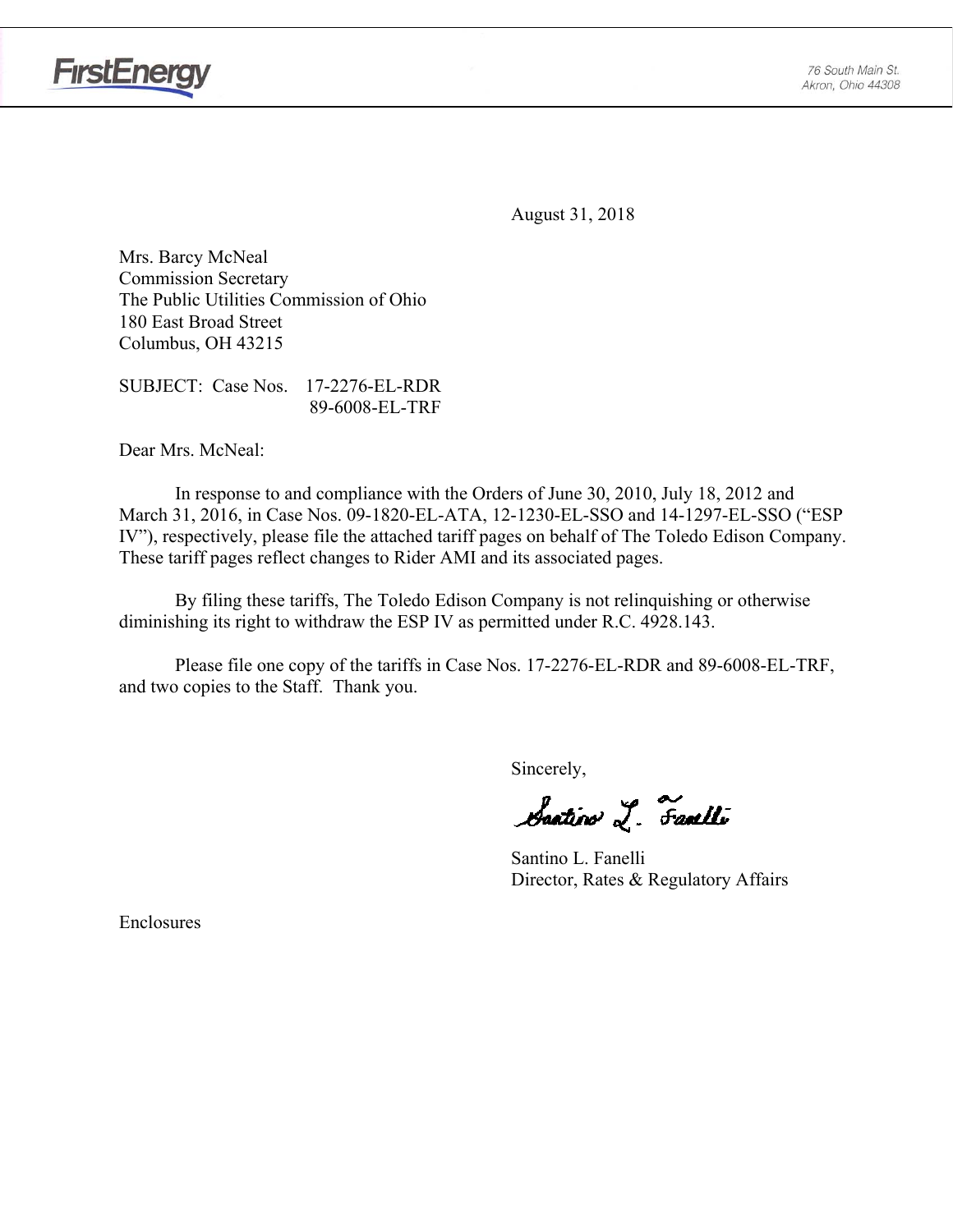FirstEnergy

76 South Main St.
Akron, Ohio 44308

August 31, 2018

Mrs. Barcy McNeal
Commission Secretary
The Public Utilities Commission of Ohio
180 East Broad Street
Columbus, OH 43215

SUBJECT: Case Nos. 17-2276-EL-RDR
89-6008-EL-TRF

Dear Mrs. McNeal:

In response to and compliance with the Orders of June 30, 2010, July 18, 2012 and March 31, 2016, in Case Nos. 09-1820-EL-ATA, 12-1230-EL-SSO and 14-1297-EL-SSO ("ESP IV"), respectively, please file the attached tariff pages on behalf of The Toledo Edison Company. These tariff pages reflect changes to Rider AMI and its associated pages.

By filing these tariffs, The Toledo Edison Company is not relinquishing or otherwise diminishing its right to withdraw the ESP IV as permitted under R.C. 4928.143.

Please file one copy of the tariffs in Case Nos. 17-2276-EL-RDR and 89-6008-EL-TRF, and two copies to the Staff. Thank you.

Sincerely,

Santino L. Fanelli

Santino L. Fanelli
Director, Rates & Regulatory Affairs

Enclosures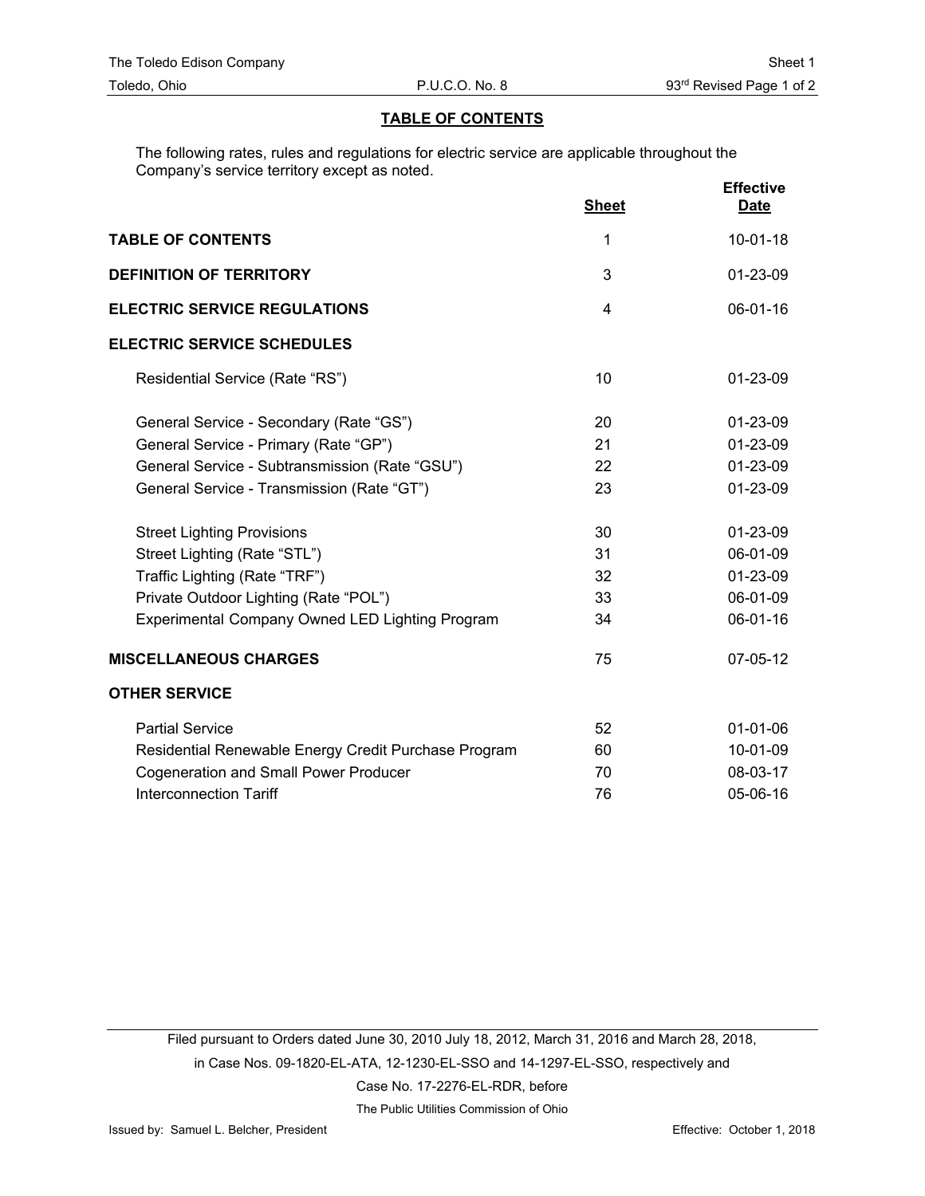## TABLE OF CONTENTS

The following rates, rules and regulations for electric service are applicable throughout the Company's service territory except as noted.

| | Sheet | Effective Date |
|---|---|---|
| **TABLE OF CONTENTS** | 1 | 10-01-18 |
| **DEFINITION OF TERRITORY** | 3 | 01-23-09 |
| **ELECTRIC SERVICE REGULATIONS** | 4 | 06-01-16 |
| **ELECTRIC SERVICE SCHEDULES** | | |
| Residential Service (Rate "RS") | 10 | 01-23-09 |
| General Service - Secondary (Rate "GS") | 20 | 01-23-09 |
| General Service - Primary (Rate "GP") | 21 | 01-23-09 |
| General Service - Subtransmission (Rate "GSU") | 22 | 01-23-09 |
| General Service - Transmission (Rate "GT") | 23 | 01-23-09 |
| Street Lighting Provisions | 30 | 01-23-09 |
| Street Lighting (Rate "STL") | 31 | 06-01-09 |
| Traffic Lighting (Rate "TRF") | 32 | 01-23-09 |
| Private Outdoor Lighting (Rate "POL") | 33 | 06-01-09 |
| Experimental Company Owned LED Lighting Program | 34 | 06-01-16 |
| **MISCELLANEOUS CHARGES** | 75 | 07-05-12 |
| **OTHER SERVICE** | | |
| Partial Service | 52 | 01-01-06 |
| Residential Renewable Energy Credit Purchase Program | 60 | 10-01-09 |
| Cogeneration and Small Power Producer | 70 | 08-03-17 |
| Interconnection Tariff | 76 | 05-06-16 |

Filed pursuant to Orders dated June 30, 2010 July 18, 2012, March 31, 2016 and March 28, 2018, in Case Nos. 09-1820-EL-ATA, 12-1230-EL-SSO and 14-1297-EL-SSO, respectively and Case No. 17-2276-EL-RDR, before The Public Utilities Commission of Ohio

Issued by: Samuel L. Belcher, President

Effective: October 1, 2018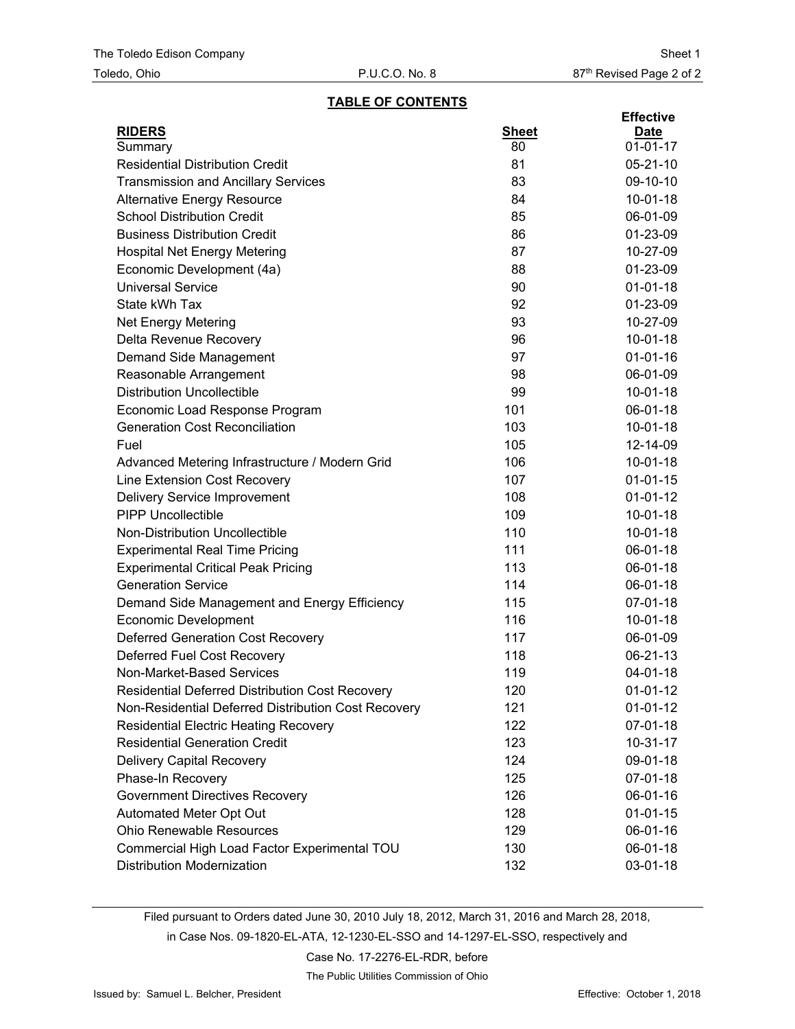## TABLE OF CONTENTS

| RIDERS | Sheet | Effective Date |
|---|---|---|
| Summary | 80 | 01-01-17 |
| Residential Distribution Credit | 81 | 05-21-10 |
| Transmission and Ancillary Services | 83 | 09-10-10 |
| Alternative Energy Resource | 84 | 10-01-18 |
| School Distribution Credit | 85 | 06-01-09 |
| Business Distribution Credit | 86 | 01-23-09 |
| Hospital Net Energy Metering | 87 | 10-27-09 |
| Economic Development (4a) | 88 | 01-23-09 |
| Universal Service | 90 | 01-01-18 |
| State kWh Tax | 92 | 01-23-09 |
| Net Energy Metering | 93 | 10-27-09 |
| Delta Revenue Recovery | 96 | 10-01-18 |
| Demand Side Management | 97 | 01-01-16 |
| Reasonable Arrangement | 98 | 06-01-09 |
| Distribution Uncollectible | 99 | 10-01-18 |
| Economic Load Response Program | 101 | 06-01-18 |
| Generation Cost Reconciliation | 103 | 10-01-18 |
| Fuel | 105 | 12-14-09 |
| Advanced Metering Infrastructure / Modern Grid | 106 | 10-01-18 |
| Line Extension Cost Recovery | 107 | 01-01-15 |
| Delivery Service Improvement | 108 | 01-01-12 |
| PIPP Uncollectible | 109 | 10-01-18 |
| Non-Distribution Uncollectible | 110 | 10-01-18 |
| Experimental Real Time Pricing | 111 | 06-01-18 |
| Experimental Critical Peak Pricing | 113 | 06-01-18 |
| Generation Service | 114 | 06-01-18 |
| Demand Side Management and Energy Efficiency | 115 | 07-01-18 |
| Economic Development | 116 | 10-01-18 |
| Deferred Generation Cost Recovery | 117 | 06-01-09 |
| Deferred Fuel Cost Recovery | 118 | 06-21-13 |
| Non-Market-Based Services | 119 | 04-01-18 |
| Residential Deferred Distribution Cost Recovery | 120 | 01-01-12 |
| Non-Residential Deferred Distribution Cost Recovery | 121 | 01-01-12 |
| Residential Electric Heating Recovery | 122 | 07-01-18 |
| Residential Generation Credit | 123 | 10-31-17 |
| Delivery Capital Recovery | 124 | 09-01-18 |
| Phase-In Recovery | 125 | 07-01-18 |
| Government Directives Recovery | 126 | 06-01-16 |
| Automated Meter Opt Out | 128 | 01-01-15 |
| Ohio Renewable Resources | 129 | 06-01-16 |
| Commercial High Load Factor Experimental TOU | 130 | 06-01-18 |
| Distribution Modernization | 132 | 03-01-18 |

Filed pursuant to Orders dated June 30, 2010 July 18, 2012, March 31, 2016 and March 28, 2018, in Case Nos. 09-1820-EL-ATA, 12-1230-EL-SSO and 14-1297-EL-SSO, respectively and Case No. 17-2276-EL-RDR, before The Public Utilities Commission of Ohio

Issued by: Samuel L. Belcher, President

Effective: October 1, 2018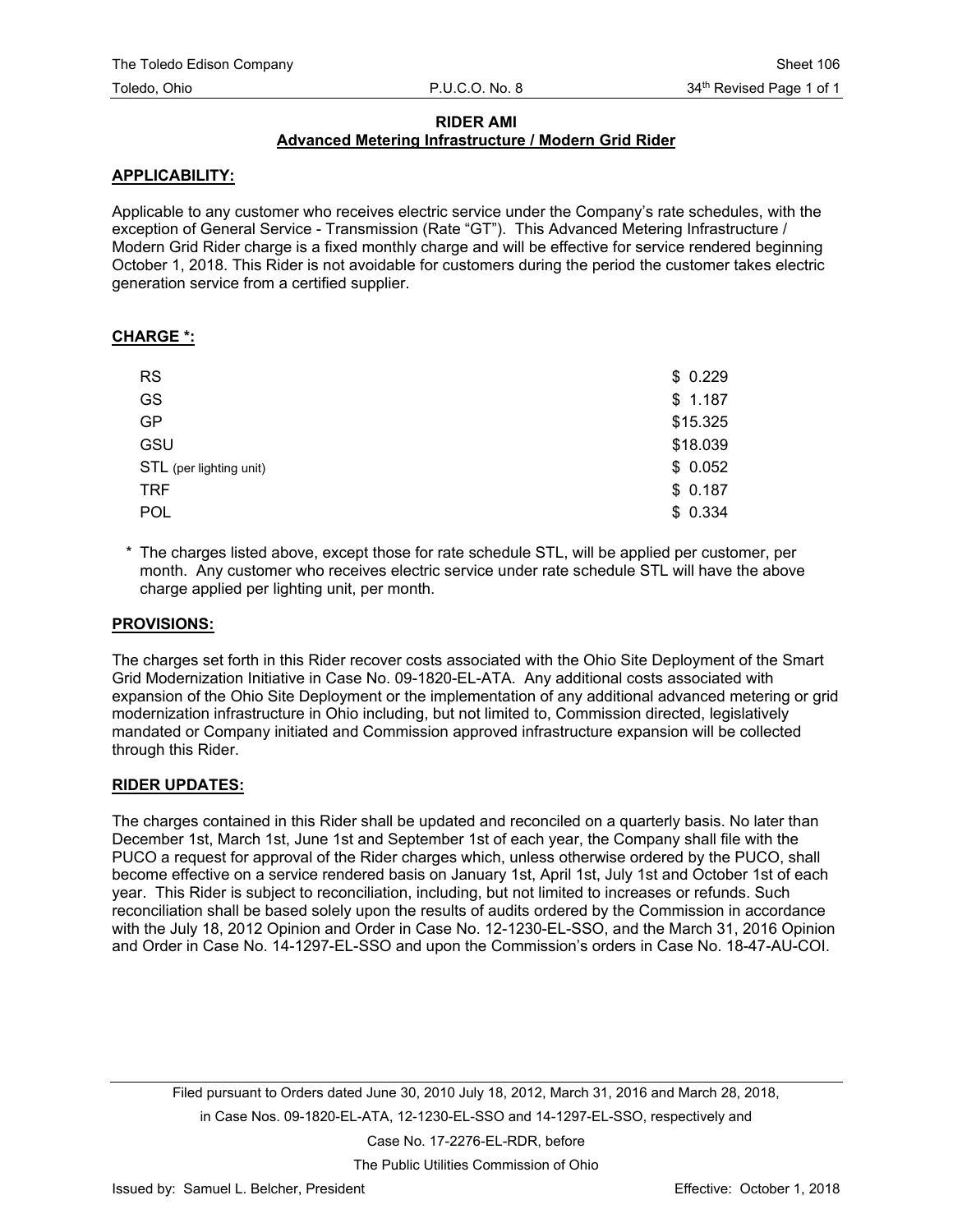## RIDER AMI

### Advanced Metering Infrastructure / Modern Grid Rider

**APPLICABILITY:**

Applicable to any customer who receives electric service under the Company's rate schedules, with the exception of General Service - Transmission (Rate "GT"). This Advanced Metering Infrastructure / Modern Grid Rider charge is a fixed monthly charge and will be effective for service rendered beginning October 1, 2018. This Rider is not avoidable for customers during the period the customer takes electric generation service from a certified supplier.

**CHARGE *:**

| | |
|---|---|
| RS | $ 0.229 |
| GS | $ 1.187 |
| GP | $15.325 |
| GSU | $18.039 |
| STL (per lighting unit) | $ 0.052 |
| TRF | $ 0.187 |
| POL | $ 0.334 |

\* The charges listed above, except those for rate schedule STL, will be applied per customer, per month. Any customer who receives electric service under rate schedule STL will have the above charge applied per lighting unit, per month.

**PROVISIONS:**

The charges set forth in this Rider recover costs associated with the Ohio Site Deployment of the Smart Grid Modernization Initiative in Case No. 09-1820-EL-ATA. Any additional costs associated with expansion of the Ohio Site Deployment or the implementation of any additional advanced metering or grid modernization infrastructure in Ohio including, but not limited to, Commission directed, legislatively mandated or Company initiated and Commission approved infrastructure expansion will be collected through this Rider.

**RIDER UPDATES:**

The charges contained in this Rider shall be updated and reconciled on a quarterly basis. No later than December 1st, March 1st, June 1st and September 1st of each year, the Company shall file with the PUCO a request for approval of the Rider charges which, unless otherwise ordered by the PUCO, shall become effective on a service rendered basis on January 1st, April 1st, July 1st and October 1st of each year. This Rider is subject to reconciliation, including, but not limited to increases or refunds. Such reconciliation shall be based solely upon the results of audits ordered by the Commission in accordance with the July 18, 2012 Opinion and Order in Case No. 12-1230-EL-SSO, and the March 31, 2016 Opinion and Order in Case No. 14-1297-EL-SSO and upon the Commission's orders in Case No. 18-47-AU-COI.

Filed pursuant to Orders dated June 30, 2010 July 18, 2012, March 31, 2016 and March 28, 2018, in Case Nos. 09-1820-EL-ATA, 12-1230-EL-SSO and 14-1297-EL-SSO, respectively and Case No. 17-2276-EL-RDR, before The Public Utilities Commission of Ohio

Issued by: Samuel L. Belcher, President

Effective: October 1, 2018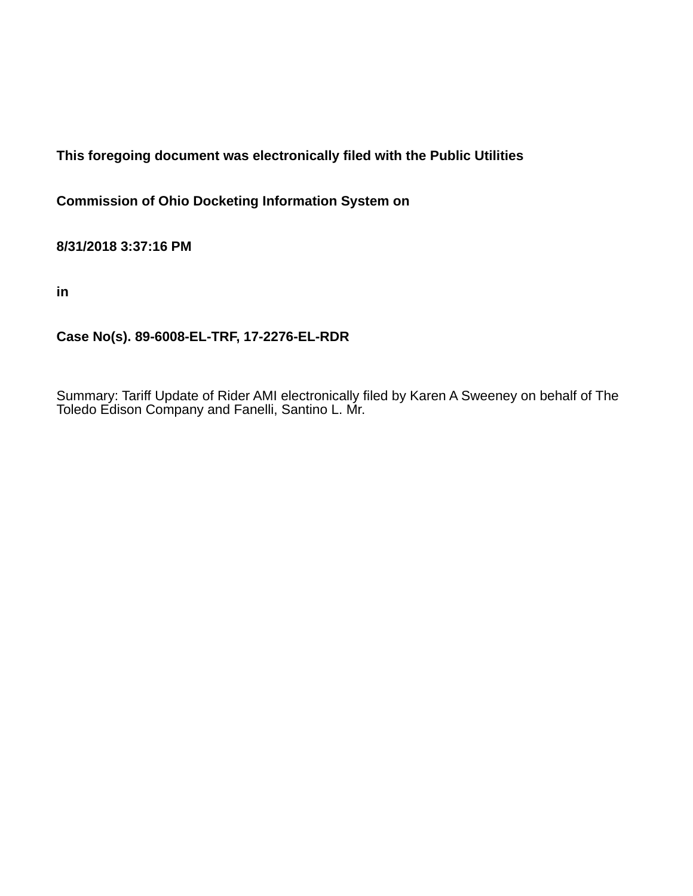**This foregoing document was electronically filed with the Public Utilities**

**Commission of Ohio Docketing Information System on**

**8/31/2018 3:37:16 PM**

**in**

**Case No(s). 89-6008-EL-TRF, 17-2276-EL-RDR**

Summary: Tariff Update of Rider AMI electronically filed by Karen A Sweeney on behalf of The Toledo Edison Company and Fanelli, Santino L. Mr.